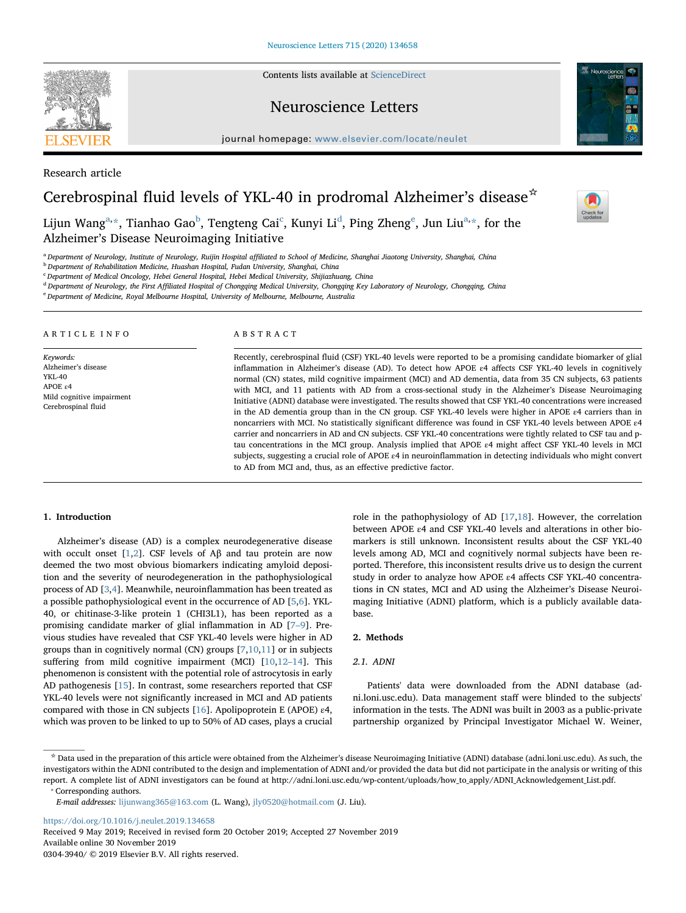Research article

# Cerebrospinal fluid levels of YKL-40 in prodromal Alzheimer's disease☆

Lijun Wang[a,*], Tianhao Gao[b], Tengteng Cai[c], Kunyi Li[d], Ping Zheng[e], Jun Liu[a,*], for the Alzheimer's Disease Neuroimaging Initiative

[a] Department of Neurology, Institute of Neurology, Ruijin Hospital affiliated to School of Medicine, Shanghai Jiaotong University, Shanghai, China
[b] Department of Rehabilitation Medicine, Huashan Hospital, Fudan University, Shanghai, China
[c] Department of Medical Oncology, Hebei General Hospital, Hebei Medical University, Shijiazhuang, China
[d] Department of Neurology, the First Affiliated Hospital of Chongqing Medical University, Chongqing Key Laboratory of Neurology, Chongqing, China
[e] Department of Medicine, Royal Melbourne Hospital, University of Melbourne, Melbourne, Australia

**ARTICLE INFO**

*Keywords:*
Alzheimer's disease
YKL-40
APOE ε4
Mild cognitive impairment
Cerebrospinal fluid

**ABSTRACT**

Recently, cerebrospinal fluid (CSF) YKL-40 levels were reported to be a promising candidate biomarker of glial inflammation in Alzheimer's disease (AD). To detect how APOE ε4 affects CSF YKL-40 levels in cognitively normal (CN) states, mild cognitive impairment (MCI) and AD dementia, data from 35 CN subjects, 63 patients with MCI, and 11 patients with AD from a cross-sectional study in the Alzheimer's Disease Neuroimaging Initiative (ADNI) database were investigated. The results showed that CSF YKL-40 concentrations were increased in the AD dementia group than in the CN group. CSF YKL-40 levels were higher in APOE ε4 carriers than in noncarriers with MCI. No statistically significant difference was found in CSF YKL-40 levels between APOE ε4 carrier and noncarriers in AD and CN subjects. CSF YKL-40 concentrations were tightly related to CSF tau and p-tau concentrations in the MCI group. Analysis implied that APOE ε4 might affect CSF YKL-40 levels in MCI subjects, suggesting a crucial role of APOE ε4 in neuroinflammation in detecting individuals who might convert to AD from MCI and, thus, as an effective predictive factor.

## 1. Introduction

Alzheimer's disease (AD) is a complex neurodegenerative disease with occult onset [1,2]. CSF levels of Aβ and tau protein are now deemed the two most obvious biomarkers indicating amyloid deposition and the severity of neurodegeneration in the pathophysiological process of AD [3,4]. Meanwhile, neuroinflammation has been treated as a possible pathophysiological event in the occurrence of AD [5,6]. YKL-40, or chitinase-3-like protein 1 (CHI3L1), has been reported as a promising candidate marker of glial inflammation in AD [7–9]. Previous studies have revealed that CSF YKL-40 levels were higher in AD groups than in cognitively normal (CN) groups [7,10,11] or in subjects suffering from mild cognitive impairment (MCI) [10,12–14]. This phenomenon is consistent with the potential role of astrocytosis in early AD pathogenesis [15]. In contrast, some researchers reported that CSF YKL-40 levels were not significantly increased in MCI and AD patients compared with those in CN subjects [16]. Apolipoprotein E (APOE) ε4, which was proven to be linked to up to 50% of AD cases, plays a crucial role in the pathophysiology of AD [17,18]. However, the correlation between APOE ε4 and CSF YKL-40 levels and alterations in other biomarkers is still unknown. Inconsistent results about the CSF YKL-40 levels among AD, MCI and cognitively normal subjects have been reported. Therefore, this inconsistent results drive us to design the current study in order to analyze how APOE ε4 affects CSF YKL-40 concentrations in CN states, MCI and AD using the Alzheimer's Disease Neuroimaging Initiative (ADNI) platform, which is a publicly available database.

## 2. Methods

### 2.1. ADNI

Patients' data were downloaded from the ADNI database (adni.loni.usc.edu). Data management staff were blinded to the subjects' information in the tests. The ADNI was built in 2003 as a public-private partnership organized by Principal Investigator Michael W. Weiner,

☆ Data used in the preparation of this article were obtained from the Alzheimer's disease Neuroimaging Initiative (ADNI) database (adni.loni.usc.edu). As such, the investigators within the ADNI contributed to the design and implementation of ADNI and/or provided the data but did not participate in the analysis or writing of this report. A complete list of ADNI investigators can be found at http://adni.loni.usc.edu/wp-content/uploads/how_to_apply/ADNI_Acknowledgement_List.pdf.

* Corresponding authors.
*E-mail addresses:* lijunwang365@163.com (L. Wang), jly0520@hotmail.com (J. Liu).

https://doi.org/10.1016/j.neulet.2019.134658
Received 9 May 2019; Received in revised form 20 October 2019; Accepted 27 November 2019
Available online 30 November 2019
0304-3940/ © 2019 Elsevier B.V. All rights reserved.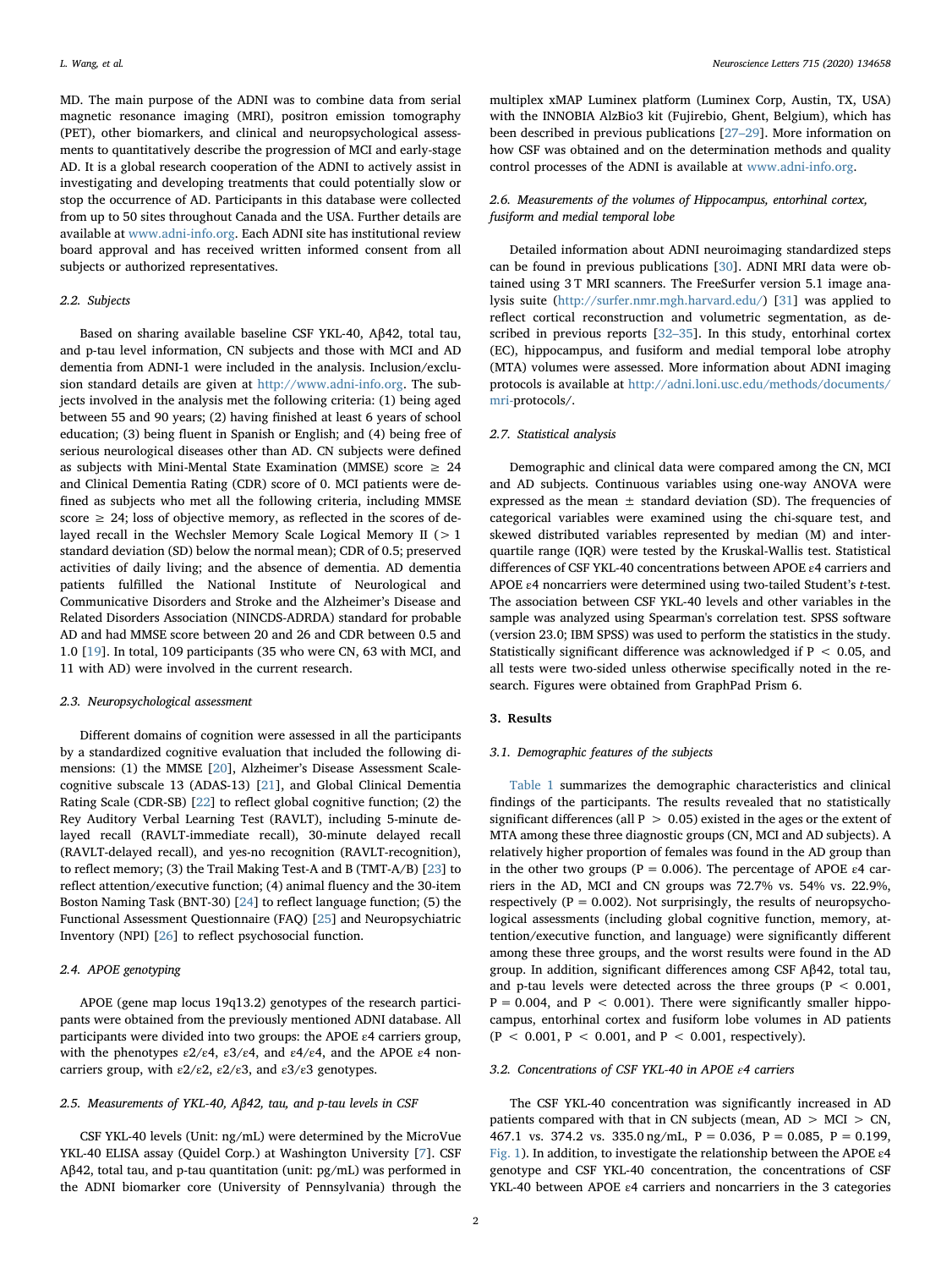MD. The main purpose of the ADNI was to combine data from serial magnetic resonance imaging (MRI), positron emission tomography (PET), other biomarkers, and clinical and neuropsychological assessments to quantitatively describe the progression of MCI and early-stage AD. It is a global research cooperation of the ADNI to actively assist in investigating and developing treatments that could potentially slow or stop the occurrence of AD. Participants in this database were collected from up to 50 sites throughout Canada and the USA. Further details are available at www.adni-info.org. Each ADNI site has institutional review board approval and has received written informed consent from all subjects or authorized representatives.

### 2.2. Subjects

Based on sharing available baseline CSF YKL-40, Aβ42, total tau, and p-tau level information, CN subjects and those with MCI and AD dementia from ADNI-1 were included in the analysis. Inclusion/exclusion standard details are given at http://www.adni-info.org. The subjects involved in the analysis met the following criteria: (1) being aged between 55 and 90 years; (2) having finished at least 6 years of school education; (3) being fluent in Spanish or English; and (4) being free of serious neurological diseases other than AD. CN subjects were defined as subjects with Mini-Mental State Examination (MMSE) score ≥ 24 and Clinical Dementia Rating (CDR) score of 0. MCI patients were defined as subjects who met all the following criteria, including MMSE score ≥ 24; loss of objective memory, as reflected in the scores of delayed recall in the Wechsler Memory Scale Logical Memory II (> 1 standard deviation (SD) below the normal mean); CDR of 0.5; preserved activities of daily living; and the absence of dementia. AD dementia patients fulfilled the National Institute of Neurological and Communicative Disorders and Stroke and the Alzheimer's Disease and Related Disorders Association (NINCDS-ADRDA) standard for probable AD and had MMSE score between 20 and 26 and CDR between 0.5 and 1.0 [19]. In total, 109 participants (35 who were CN, 63 with MCI, and 11 with AD) were involved in the current research.

### 2.3. Neuropsychological assessment

Different domains of cognition were assessed in all the participants by a standardized cognitive evaluation that included the following dimensions: (1) the MMSE [20], Alzheimer's Disease Assessment Scale-cognitive subscale 13 (ADAS-13) [21], and Global Clinical Dementia Rating Scale (CDR-SB) [22] to reflect global cognitive function; (2) the Rey Auditory Verbal Learning Test (RAVLT), including 5-minute delayed recall (RAVLT-immediate recall), 30-minute delayed recall (RAVLT-delayed recall), and yes-no recognition (RAVLT-recognition), to reflect memory; (3) the Trail Making Test-A and B (TMT-A/B) [23] to reflect attention/executive function; (4) animal fluency and the 30-item Boston Naming Task (BNT-30) [24] to reflect language function; (5) the Functional Assessment Questionnaire (FAQ) [25] and Neuropsychiatric Inventory (NPI) [26] to reflect psychosocial function.

### 2.4. APOE genotyping

APOE (gene map locus 19q13.2) genotypes of the research participants were obtained from the previously mentioned ADNI database. All participants were divided into two groups: the APOE ε4 carriers group, with the phenotypes ε2/ε4, ε3/ε4, and ε4/ε4, and the APOE ε4 noncarriers group, with ε2/ε2, ε2/ε3, and ε3/ε3 genotypes.

### 2.5. Measurements of YKL-40, Aβ42, tau, and p-tau levels in CSF

CSF YKL-40 levels (Unit: ng/mL) were determined by the MicroVue YKL-40 ELISA assay (Quidel Corp.) at Washington University [7]. CSF Aβ42, total tau, and p-tau quantitation (unit: pg/mL) was performed in the ADNI biomarker core (University of Pennsylvania) through the multiplex xMAP Luminex platform (Luminex Corp, Austin, TX, USA) with the INNOBIA AlzBio3 kit (Fujirebio, Ghent, Belgium), which has been described in previous publications [27–29]. More information on how CSF was obtained and on the determination methods and quality control processes of the ADNI is available at www.adni-info.org.

### 2.6. Measurements of the volumes of Hippocampus, entorhinal cortex, fusiform and medial temporal lobe

Detailed information about ADNI neuroimaging standardized steps can be found in previous publications [30]. ADNI MRI data were obtained using 3 T MRI scanners. The FreeSurfer version 5.1 image analysis suite (http://surfer.nmr.mgh.harvard.edu/) [31] was applied to reflect cortical reconstruction and volumetric segmentation, as described in previous reports [32–35]. In this study, entorhinal cortex (EC), hippocampus, and fusiform and medial temporal lobe atrophy (MTA) volumes were assessed. More information about ADNI imaging protocols is available at http://adni.loni.usc.edu/methods/documents/mri-protocols/.

### 2.7. Statistical analysis

Demographic and clinical data were compared among the CN, MCI and AD subjects. Continuous variables using one-way ANOVA were expressed as the mean ± standard deviation (SD). The frequencies of categorical variables were examined using the chi-square test, and skewed distributed variables represented by median (M) and interquartile range (IQR) were tested by the Kruskal-Wallis test. Statistical differences of CSF YKL-40 concentrations between APOE ε4 carriers and APOE ε4 noncarriers were determined using two-tailed Student's *t*-test. The association between CSF YKL-40 levels and other variables in the sample was analyzed using Spearman's correlation test. SPSS software (version 23.0; IBM SPSS) was used to perform the statistics in the study. Statistically significant difference was acknowledged if $P < 0.05$, and all tests were two-sided unless otherwise specifically noted in the research. Figures were obtained from GraphPad Prism 6.

## 3. Results

### 3.1. Demographic features of the subjects

Table 1 summarizes the demographic characteristics and clinical findings of the participants. The results revealed that no statistically significant differences (all $P > 0.05$) existed in the ages or the extent of MTA among these three diagnostic groups (CN, MCI and AD subjects). A relatively higher proportion of females was found in the AD group than in the other two groups ($P = 0.006$). The percentage of APOE ε4 carriers in the AD, MCI and CN groups was 72.7% vs. 54% vs. 22.9%, respectively ($P = 0.002$). Not surprisingly, the results of neuropsychological assessments (including global cognitive function, memory, attention/executive function, and language) were significantly different among these three groups, and the worst results were found in the AD group. In addition, significant differences among CSF Aβ42, total tau, and p-tau levels were detected across the three groups ($P < 0.001$, $P = 0.004$, and $P < 0.001$). There were significantly smaller hippocampus, entorhinal cortex and fusiform lobe volumes in AD patients ($P < 0.001$, $P < 0.001$, and $P < 0.001$, respectively).

### 3.2. Concentrations of CSF YKL-40 in APOE ε4 carriers

The CSF YKL-40 concentration was significantly increased in AD patients compared with that in CN subjects (mean, AD > MCI > CN, 467.1 vs. 374.2 vs. 335.0 ng/mL, $P = 0.036$, $P = 0.085$, $P = 0.199$, Fig. 1). In addition, to investigate the relationship between the APOE ε4 genotype and CSF YKL-40 concentration, the concentrations of CSF YKL-40 between APOE ε4 carriers and noncarriers in the 3 categories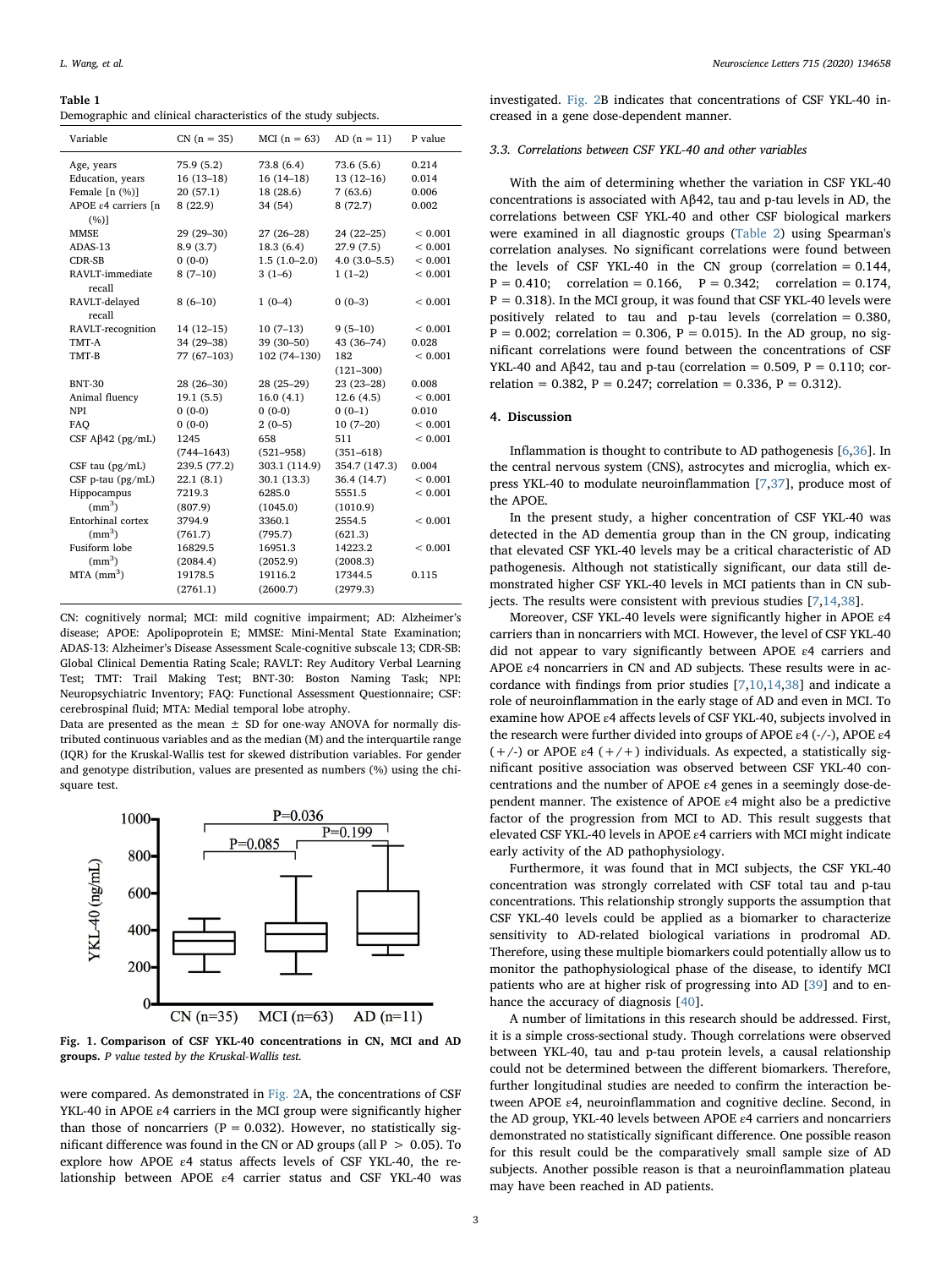**Table 1**

Demographic and clinical characteristics of the study subjects.

| Variable | CN (n = 35) | MCI (n = 63) | AD (n = 11) | P value |
|---|---|---|---|---|
| Age, years | 75.9 (5.2) | 73.8 (6.4) | 73.6 (5.6) | 0.214 |
| Education, years | 16 (13–18) | 16 (14–18) | 13 (12–16) | 0.014 |
| Female [n (%)] | 20 (57.1) | 18 (28.6) | 7 (63.6) | 0.006 |
| APOE ε4 carriers [n (%)] | 8 (22.9) | 34 (54) | 8 (72.7) | 0.002 |
| MMSE | 29 (29–30) | 27 (26–28) | 24 (22–25) | < 0.001 |
| ADAS-13 | 8.9 (3.7) | 18.3 (6.4) | 27.9 (7.5) | < 0.001 |
| CDR-SB | 0 (0-0) | 1.5 (1.0–2.0) | 4.0 (3.0–5.5) | < 0.001 |
| RAVLT-immediate recall | 8 (7–10) | 3 (1–6) | 1 (1–2) | < 0.001 |
| RAVLT-delayed recall | 8 (6–10) | 1 (0–4) | 0 (0–3) | < 0.001 |
| RAVLT-recognition | 14 (12–15) | 10 (7–13) | 9 (5–10) | < 0.001 |
| TMT-A | 34 (29–38) | 39 (30–50) | 43 (36–74) | 0.028 |
| TMT-B | 77 (67–103) | 102 (74–130) | 182 (121–300) | < 0.001 |
| BNT-30 | 28 (26–30) | 28 (25–29) | 23 (23–28) | 0.008 |
| Animal fluency | 19.1 (5.5) | 16.0 (4.1) | 12.6 (4.5) | < 0.001 |
| NPI | 0 (0-0) | 0 (0-0) | 0 (0–1) | 0.010 |
| FAQ | 0 (0-0) | 2 (0–5) | 10 (7–20) | < 0.001 |
| CSF Aβ42 (pg/mL) | 1245 (744–1643) | 658 (521–958) | 511 (351–618) | < 0.001 |
| CSF tau (pg/mL) | 239.5 (77.2) | 303.1 (114.9) | 354.7 (147.3) | 0.004 |
| CSF p-tau (pg/mL) | 22.1 (8.1) | 30.1 (13.3) | 36.4 (14.7) | < 0.001 |
| Hippocampus ($mm^3$) | 7219.3 (807.9) | 6285.0 (1045.0) | 5551.5 (1010.9) | < 0.001 |
| Entorhinal cortex ($mm^3$) | 3794.9 (761.7) | 3360.1 (795.7) | 2554.5 (621.3) | < 0.001 |
| Fusiform lobe ($mm^3$) | 16829.5 (2084.4) | 16951.3 (2052.9) | 14223.2 (2008.3) | < 0.001 |
| MTA ($mm^3$) | 19178.5 (2761.1) | 19116.2 (2600.7) | 17344.5 (2979.3) | 0.115 |

CN: cognitively normal; MCI: mild cognitive impairment; AD: Alzheimer's disease; APOE: Apolipoprotein E; MMSE: Mini-Mental State Examination; ADAS-13: Alzheimer's Disease Assessment Scale-cognitive subscale 13; CDR-SB: Global Clinical Dementia Rating Scale; RAVLT: Rey Auditory Verbal Learning Test; TMT: Trail Making Test; BNT-30: Boston Naming Task; NPI: Neuropsychiatric Inventory; FAQ: Functional Assessment Questionnaire; CSF: cerebrospinal fluid; MTA: Medial temporal lobe atrophy.

Data are presented as the mean ± SD for one-way ANOVA for normally distributed continuous variables and as the median (M) and the interquartile range (IQR) for the Kruskal-Wallis test for skewed distribution variables. For gender and genotype distribution, values are presented as numbers (%) using the chi-square test.

**Fig. 1. Comparison of CSF YKL-40 concentrations in CN, MCI and AD groups.** *P value tested by the Kruskal-Wallis test.*

were compared. As demonstrated in Fig. 2A, the concentrations of CSF YKL-40 in APOE ε4 carriers in the MCI group were significantly higher than those of noncarriers (P = 0.032). However, no statistically significant difference was found in the CN or AD groups (all P > 0.05). To explore how APOE ε4 status affects levels of CSF YKL-40, the relationship between APOE ε4 carrier status and CSF YKL-40 was investigated. Fig. 2B indicates that concentrations of CSF YKL-40 increased in a gene dose-dependent manner.

### 3.3. Correlations between CSF YKL-40 and other variables

With the aim of determining whether the variation in CSF YKL-40 concentrations is associated with Aβ42, tau and p-tau levels in AD, the correlations between CSF YKL-40 and other CSF biological markers were examined in all diagnostic groups (Table 2) using Spearman's correlation analyses. No significant correlations were found between the levels of CSF YKL-40 in the CN group (correlation = 0.144, P = 0.410; correlation = 0.166, P = 0.342; correlation = 0.174, P = 0.318). In the MCI group, it was found that CSF YKL-40 levels were positively related to tau and p-tau levels (correlation = 0.380, P = 0.002; correlation = 0.306, P = 0.015). In the AD group, no significant correlations were found between the concentrations of CSF YKL-40 and Aβ42, tau and p-tau (correlation = 0.509, P = 0.110; correlation = 0.382, P = 0.247; correlation = 0.336, P = 0.312).

## 4. Discussion

Inflammation is thought to contribute to AD pathogenesis [6,36]. In the central nervous system (CNS), astrocytes and microglia, which express YKL-40 to modulate neuroinflammation [7,37], produce most of the APOE.

In the present study, a higher concentration of CSF YKL-40 was detected in the AD dementia group than in the CN group, indicating that elevated CSF YKL-40 levels may be a critical characteristic of AD pathogenesis. Although not statistically significant, our data still demonstrated higher CSF YKL-40 levels in MCI patients than in CN subjects. The results were consistent with previous studies [7,14,38].

Moreover, CSF YKL-40 levels were significantly higher in APOE ε4 carriers than in noncarriers with MCI. However, the level of CSF YKL-40 did not appear to vary significantly between APOE ε4 carriers and APOE ε4 noncarriers in CN and AD subjects. These results were in accordance with findings from prior studies [7,10,14,38] and indicate a role of neuroinflammation in the early stage of AD and even in MCI. To examine how APOE ε4 affects levels of CSF YKL-40, subjects involved in the research were further divided into groups of APOE ε4 (-/-), APOE ε4 (+/-) or APOE ε4 (+/+) individuals. As expected, a statistically significant positive association was observed between CSF YKL-40 concentrations and the number of APOE ε4 genes in a seemingly dose-dependent manner. The existence of APOE ε4 might also be a predictive factor of the progression from MCI to AD. This result suggests that elevated CSF YKL-40 levels in APOE ε4 carriers with MCI might indicate early activity of the AD pathophysiology.

Furthermore, it was found that in MCI subjects, the CSF YKL-40 concentration was strongly correlated with CSF total tau and p-tau concentrations. This relationship strongly supports the assumption that CSF YKL-40 levels could be applied as a biomarker to characterize sensitivity to AD-related biological variations in prodromal AD. Therefore, using these multiple biomarkers could potentially allow us to monitor the pathophysiological phase of the disease, to identify MCI patients who are at higher risk of progressing into AD [39] and to enhance the accuracy of diagnosis [40].

A number of limitations in this research should be addressed. First, it is a simple cross-sectional study. Though correlations were observed between YKL-40, tau and p-tau protein levels, a causal relationship could not be determined between the different biomarkers. Therefore, further longitudinal studies are needed to confirm the interaction between APOE ε4, neuroinflammation and cognitive decline. Second, in the AD group, YKL-40 levels between APOE ε4 carriers and noncarriers demonstrated no statistically significant difference. One possible reason for this result could be the comparatively small sample size of AD subjects. Another possible reason is that a neuroinflammation plateau may have been reached in AD patients.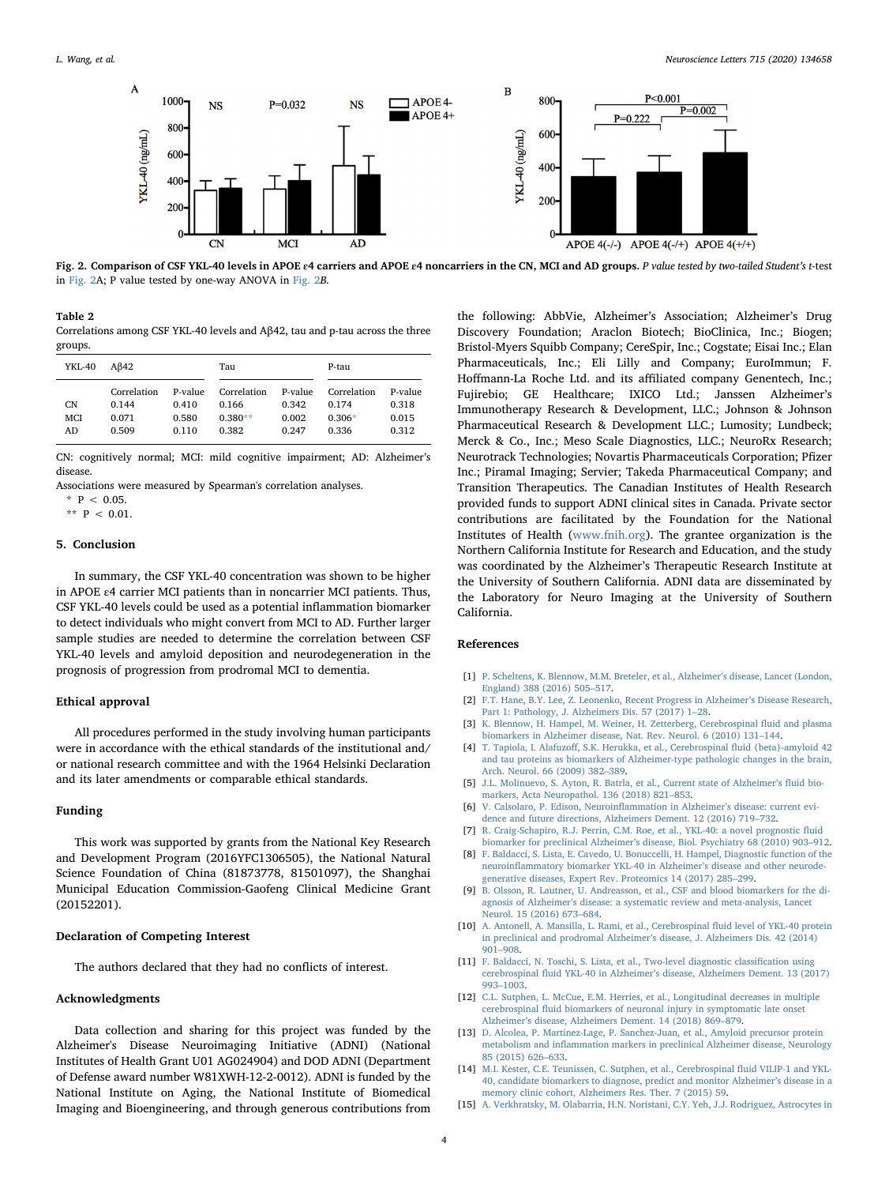**Fig. 2. Comparison of CSF YKL-40 levels in APOE ε4 carriers and APOE ε4 noncarriers in the CN, MCI and AD groups.** *P value tested by two-tailed Student's t-test* in Fig. 2A; P value tested by one-way ANOVA in Fig. 2*B*.

**Table 2**
Correlations among CSF YKL-40 levels and Aβ42, tau and p-tau across the three groups.

| YKL-40 | Aβ42 | | Tau | | P-tau | |
|---|---|---|---|---|---|---|
| | Correlation | P-value | Correlation | P-value | Correlation | P-value |
| CN | 0.144 | 0.410 | 0.166 | 0.342 | 0.174 | 0.318 |
| MCI | 0.071 | 0.580 | 0.380** | 0.002 | 0.306* | 0.015 |
| AD | 0.509 | 0.110 | 0.382 | 0.247 | 0.336 | 0.312 |

CN: cognitively normal; MCI: mild cognitive impairment; AD: Alzheimer's disease.
Associations were measured by Spearman's correlation analyses.
\* $P < 0.05$.
\*\* $P < 0.01$.

## 5. Conclusion

In summary, the CSF YKL-40 concentration was shown to be higher in APOE ε4 carrier MCI patients than in noncarrier MCI patients. Thus, CSF YKL-40 levels could be used as a potential inflammation biomarker to detect individuals who might convert from MCI to AD. Further larger sample studies are needed to determine the correlation between CSF YKL-40 levels and amyloid deposition and neurodegeneration in the prognosis of progression from prodromal MCI to dementia.

## Ethical approval

All procedures performed in the study involving human participants were in accordance with the ethical standards of the institutional and/or national research committee and with the 1964 Helsinki Declaration and its later amendments or comparable ethical standards.

## Funding

This work was supported by grants from the National Key Research and Development Program (2016YFC1306505), the National Natural Science Foundation of China (81873778, 81501097), the Shanghai Municipal Education Commission-Gaofeng Clinical Medicine Grant (20152201).

## Declaration of Competing Interest

The authors declared that they had no conflicts of interest.

## Acknowledgments

Data collection and sharing for this project was funded by the Alzheimer's Disease Neuroimaging Initiative (ADNI) (National Institutes of Health Grant U01 AG024904) and DOD ADNI (Department of Defense award number W81XWH-12-2-0012). ADNI is funded by the National Institute on Aging, the National Institute of Biomedical Imaging and Bioengineering, and through generous contributions from the following: AbbVie, Alzheimer's Association; Alzheimer's Drug Discovery Foundation; Araclon Biotech; BioClinica, Inc.; Biogen; Bristol-Myers Squibb Company; CereSpir, Inc.; Cogstate; Eisai Inc.; Elan Pharmaceuticals, Inc.; Eli Lilly and Company; EuroImmun; F. Hoffmann-La Roche Ltd. and its affiliated company Genentech, Inc.; Fujirebio; GE Healthcare; IXICO Ltd.; Janssen Alzheimer's Immunotherapy Research & Development, LLC.; Johnson & Johnson Pharmaceutical Research & Development LLC.; Lumosity; Lundbeck; Merck & Co., Inc.; Meso Scale Diagnostics, LLC.; NeuroRx Research; Neurotrack Technologies; Novartis Pharmaceuticals Corporation; Pfizer Inc.; Piramal Imaging; Servier; Takeda Pharmaceutical Company; and Transition Therapeutics. The Canadian Institutes of Health Research provided funds to support ADNI clinical sites in Canada. Private sector contributions are facilitated by the Foundation for the National Institutes of Health (www.fnih.org). The grantee organization is the Northern California Institute for Research and Education, and the study was coordinated by the Alzheimer's Therapeutic Research Institute at the University of Southern California. ADNI data are disseminated by the Laboratory for Neuro Imaging at the University of Southern California.

## References

[1] P. Scheltens, K. Blennow, M.M. Breteler, et al., Alzheimer's disease, Lancet (London, England) 388 (2016) 505–517.
[2] F.T. Hane, B.Y. Lee, Z. Leonenko, Recent Progress in Alzheimer's Disease Research, Part 1: Pathology, J. Alzheimers Dis. 57 (2017) 1–28.
[3] K. Blennow, H. Hampel, M. Weiner, H. Zetterberg, Cerebrospinal fluid and plasma biomarkers in Alzheimer disease, Nat. Rev. Neurol. 6 (2010) 131–144.
[4] T. Tapiola, I. Alafuzoff, S.K. Herukka, et al., Cerebrospinal fluid {beta}-amyloid 42 and tau proteins as biomarkers of Alzheimer-type pathologic changes in the brain, Arch. Neurol. 66 (2009) 382–389.
[5] J.L. Molinuevo, S. Ayton, R. Batrla, et al., Current state of Alzheimer's fluid biomarkers, Acta Neuropathol. 136 (2018) 821–853.
[6] V. Calsolaro, P. Edison, Neuroinflammation in Alzheimer's disease: current evidence and future directions, Alzheimers Dement. 12 (2016) 719–732.
[7] R. Craig-Schapiro, R.J. Perrin, C.M. Roe, et al., YKL-40: a novel prognostic fluid biomarker for preclinical Alzheimer's disease, Biol. Psychiatry 68 (2010) 903–912.
[8] F. Baldacci, S. Lista, E. Cavedo, U. Bonuccelli, H. Hampel, Diagnostic function of the neuroinflammatory biomarker YKL-40 in Alzheimer's disease and other neurodegenerative diseases, Expert Rev. Proteomics 14 (2017) 285–299.
[9] B. Olsson, R. Lautner, U. Andreasson, et al., CSF and blood biomarkers for the diagnosis of Alzheimer's disease: a systematic review and meta-analysis, Lancet Neurol. 15 (2016) 673–684.
[10] A. Antonell, A. Mansilla, L. Rami, et al., Cerebrospinal fluid level of YKL-40 protein in preclinical and prodromal Alzheimer's disease, J. Alzheimers Dis. 42 (2014) 901–908.
[11] F. Baldacci, N. Toschi, S. Lista, et al., Two-level diagnostic classification using cerebrospinal fluid YKL-40 in Alzheimer's disease, Alzheimers Dement. 13 (2017) 993–1003.
[12] C.L. Sutphen, L. McCue, E.M. Herries, et al., Longitudinal decreases in multiple cerebrospinal fluid biomarkers of neuronal injury in symptomatic late onset Alzheimer's disease, Alzheimers Dement. 14 (2018) 869–879.
[13] D. Alcolea, P. Martinez-Lage, P. Sanchez-Juan, et al., Amyloid precursor protein metabolism and inflammation markers in preclinical Alzheimer disease, Neurology 85 (2015) 626–633.
[14] M.I. Kester, C.E. Teunissen, C. Sutphen, et al., Cerebrospinal fluid VILIP-1 and YKL-40, candidate biomarkers to diagnose, predict and monitor Alzheimer's disease in a memory clinic cohort, Alzheimers Res. Ther. 7 (2015) 59.
[15] A. Verkhratsky, M. Olabarria, H.N. Noristani, C.Y. Yeh, J.J. Rodriguez, Astrocytes in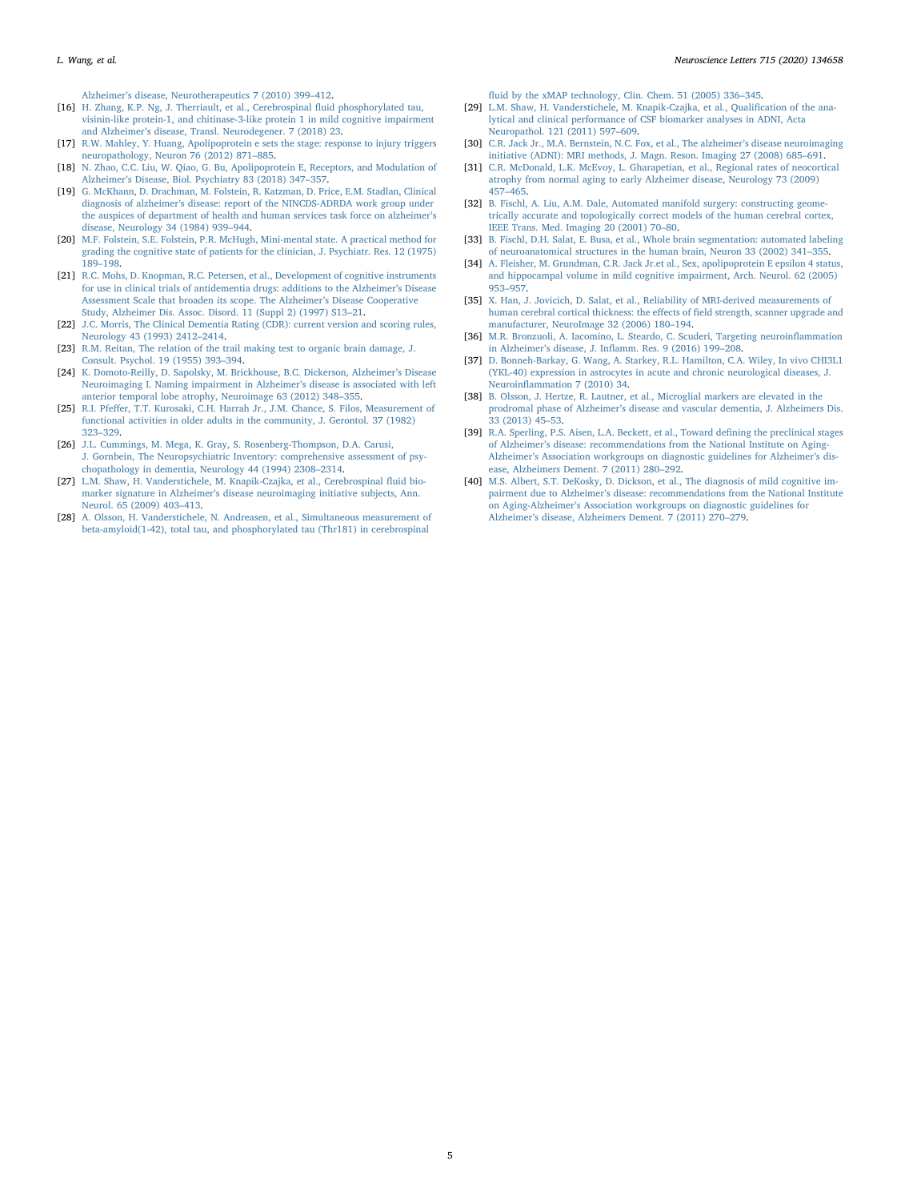Alzheimer's disease, Neurotherapeutics 7 (2010) 399–412.

[16] H. Zhang, K.P. Ng, J. Therriault, et al., Cerebrospinal fluid phosphorylated tau, visinin-like protein-1, and chitinase-3-like protein 1 in mild cognitive impairment and Alzheimer's disease, Transl. Neurodegener. 7 (2018) 23.

[17] R.W. Mahley, Y. Huang, Apolipoprotein e sets the stage: response to injury triggers neuropathology, Neuron 76 (2012) 871–885.

[18] N. Zhao, C.C. Liu, W. Qiao, G. Bu, Apolipoprotein E, Receptors, and Modulation of Alzheimer's Disease, Biol. Psychiatry 83 (2018) 347–357.

[19] G. McKhann, D. Drachman, M. Folstein, R. Katzman, D. Price, E.M. Stadlan, Clinical diagnosis of alzheimer's disease: report of the NINCDS-ADRDA work group under the auspices of department of health and human services task force on alzheimer's disease, Neurology 34 (1984) 939–944.

[20] M.F. Folstein, S.E. Folstein, P.R. McHugh, Mini-mental state. A practical method for grading the cognitive state of patients for the clinician, J. Psychiatr. Res. 12 (1975) 189–198.

[21] R.C. Mohs, D. Knopman, R.C. Petersen, et al., Development of cognitive instruments for use in clinical trials of antidementia drugs: additions to the Alzheimer's Disease Assessment Scale that broaden its scope. The Alzheimer's Disease Cooperative Study, Alzheimer Dis. Assoc. Disord. 11 (Suppl 2) (1997) S13–21.

[22] J.C. Morris, The Clinical Dementia Rating (CDR): current version and scoring rules, Neurology 43 (1993) 2412–2414.

[23] R.M. Reitan, The relation of the trail making test to organic brain damage, J. Consult. Psychol. 19 (1955) 393–394.

[24] K. Domoto-Reilly, D. Sapolsky, M. Brickhouse, B.C. Dickerson, Alzheimer's Disease Neuroimaging I. Naming impairment in Alzheimer's disease is associated with left anterior temporal lobe atrophy, Neuroimage 63 (2012) 348–355.

[25] R.I. Pfeffer, T.T. Kurosaki, C.H. Harrah Jr., J.M. Chance, S. Filos, Measurement of functional activities in older adults in the community, J. Gerontol. 37 (1982) 323–329.

[26] J.L. Cummings, M. Mega, K. Gray, S. Rosenberg-Thompson, D.A. Carusi, J. Gornbein, The Neuropsychiatric Inventory: comprehensive assessment of psychopathology in dementia, Neurology 44 (1994) 2308–2314.

[27] L.M. Shaw, H. Vanderstichele, M. Knapik-Czajka, et al., Cerebrospinal fluid biomarker signature in Alzheimer's disease neuroimaging initiative subjects, Ann. Neurol. 65 (2009) 403–413.

[28] A. Olsson, H. Vanderstichele, N. Andreasen, et al., Simultaneous measurement of beta-amyloid(1-42), total tau, and phosphorylated tau (Thr181) in cerebrospinal fluid by the xMAP technology, Clin. Chem. 51 (2005) 336–345.

[29] L.M. Shaw, H. Vanderstichele, M. Knapik-Czajka, et al., Qualification of the analytical and clinical performance of CSF biomarker analyses in ADNI, Acta Neuropathol. 121 (2011) 597–609.

[30] C.R. Jack Jr., M.A. Bernstein, N.C. Fox, et al., The alzheimer's disease neuroimaging initiative (ADNI): MRI methods, J. Magn. Reson. Imaging 27 (2008) 685–691.

[31] C.R. McDonald, L.K. McEvoy, L. Gharapetian, et al., Regional rates of neocortical atrophy from normal aging to early Alzheimer disease, Neurology 73 (2009) 457–465.

[32] B. Fischl, A. Liu, A.M. Dale, Automated manifold surgery: constructing geometrically accurate and topologically correct models of the human cerebral cortex, IEEE Trans. Med. Imaging 20 (2001) 70–80.

[33] B. Fischl, D.H. Salat, E. Busa, et al., Whole brain segmentation: automated labeling of neuroanatomical structures in the human brain, Neuron 33 (2002) 341–355.

[34] A. Fleisher, M. Grundman, C.R. Jack Jr.et al., Sex, apolipoprotein E epsilon 4 status, and hippocampal volume in mild cognitive impairment, Arch. Neurol. 62 (2005) 953–957.

[35] X. Han, J. Jovicich, D. Salat, et al., Reliability of MRI-derived measurements of human cerebral cortical thickness: the effects of field strength, scanner upgrade and manufacturer, NeuroImage 32 (2006) 180–194.

[36] M.R. Bronzuoli, A. Iacomino, L. Steardo, C. Scuderi, Targeting neuroinflammation in Alzheimer's disease, J. Inflamm. Res. 9 (2016) 199–208.

[37] D. Bonneh-Barkay, G. Wang, A. Starkey, R.L. Hamilton, C.A. Wiley, In vivo CHI3L1 (YKL-40) expression in astrocytes in acute and chronic neurological diseases, J. Neuroinflammation 7 (2010) 34.

[38] B. Olsson, J. Hertze, R. Lautner, et al., Microglial markers are elevated in the prodromal phase of Alzheimer's disease and vascular dementia, J. Alzheimers Dis. 33 (2013) 45–53.

[39] R.A. Sperling, P.S. Aisen, L.A. Beckett, et al., Toward defining the preclinical stages of Alzheimer's disease: recommendations from the National Institute on Aging-Alzheimer's Association workgroups on diagnostic guidelines for Alzheimer's disease, Alzheimers Dement. 7 (2011) 280–292.

[40] M.S. Albert, S.T. DeKosky, D. Dickson, et al., The diagnosis of mild cognitive impairment due to Alzheimer's disease: recommendations from the National Institute on Aging-Alzheimer's Association workgroups on diagnostic guidelines for Alzheimer's disease, Alzheimers Dement. 7 (2011) 270–279.